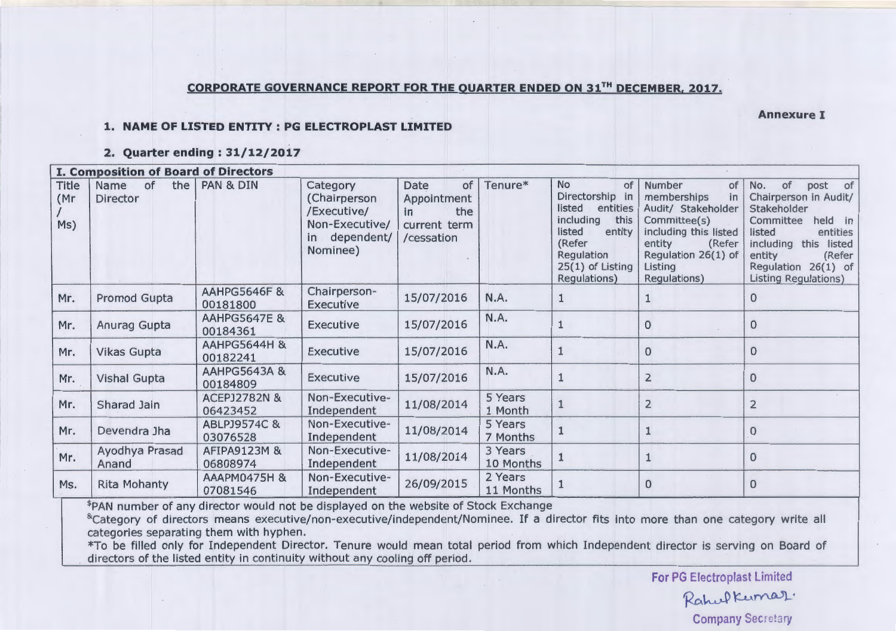## CORPORATE GOVERNANCE REPORT FOR THE QUARTER ENDED ON 31TH DECEMBER, 2017.

**Annexure I**

**1. NAME OF LISTED ENTITY : PG ELECTROPLAST LIMITED**

**2. Quarter ending : 31/12/2017**

**I. Composition of Board of Directors**

| Title (Mr / Ms) | Name of the Director | PAN & DIN | Category (Chairperson /Executive/ Non-Executive/ in dependent/ Nominee) | Date of Appointment in the current term /cessation | Tenure* | No of Directorship in listed entities including this listed entity (Refer Regulation 25(1) of Listing Regulations) | Number of memberships in Audit/ Stakeholder Committee(s) including this listed entity (Refer Regulation 26(1) of Listing Regulations) | No. of post of Chairperson in Audit/ Stakeholder Committee held in listed entities including this listed entity (Refer Regulation 26(1) of Listing Regulations) |
|---|---|---|---|---|---|---|---|---|
| Mr. | Promod Gupta | AAHPG5646F & 00181800 | Chairperson-Executive | 15/07/2016 | N.A. | 1 | 1 | 0 |
| Mr. | Anurag Gupta | AAHPG5647E & 00184361 | Executive | 15/07/2016 | N.A. | 1 | 0 | 0 |
| Mr. | Vikas Gupta | AAHPG5644H & 00182241 | Executive | 15/07/2016 | N.A. | 1 | 0 | 0 |
| Mr. | Vishal Gupta | AAHPG5643A & 00184809 | Executive | 15/07/2016 | N.A. | 1 | 2 | 0 |
| Mr. | Sharad Jain | ACEPJ2782N & 06423452 | Non-Executive-Independent | 11/08/2014 | 5 Years 1 Month | 1 | 2 | 2 |
| Mr. | Devendra Jha | ABLPJ9574C & 03076528 | Non-Executive-Independent | 11/08/2014 | 5 Years 7 Months | 1 | 1 | 0 |
| Mr. | Ayodhya Prasad Anand | AFIPA9123M & 06808974 | Non-Executive-Independent | 11/08/2014 | 3 Years 10 Months | 1 | 1 | 0 |
| Ms. | Rita Mohanty | AAAPM0475H & 07081546 | Non-Executive-Independent | 26/09/2015 | 2 Years 11 Months | 1 | 0 | 0 |

$PAN number of any director would not be displayed on the website of Stock Exchange

&Category of directors means executive/non-executive/independent/Nominee. If a director fits into more than one category write all categories separating them with hyphen.

*To be filled only for Independent Director. Tenure would mean total period from which Independent director is serving on Board of directors of the listed entity in continuity without any cooling off period.

For PG Electroplast Limited

Rahul Kumar

Company Secretary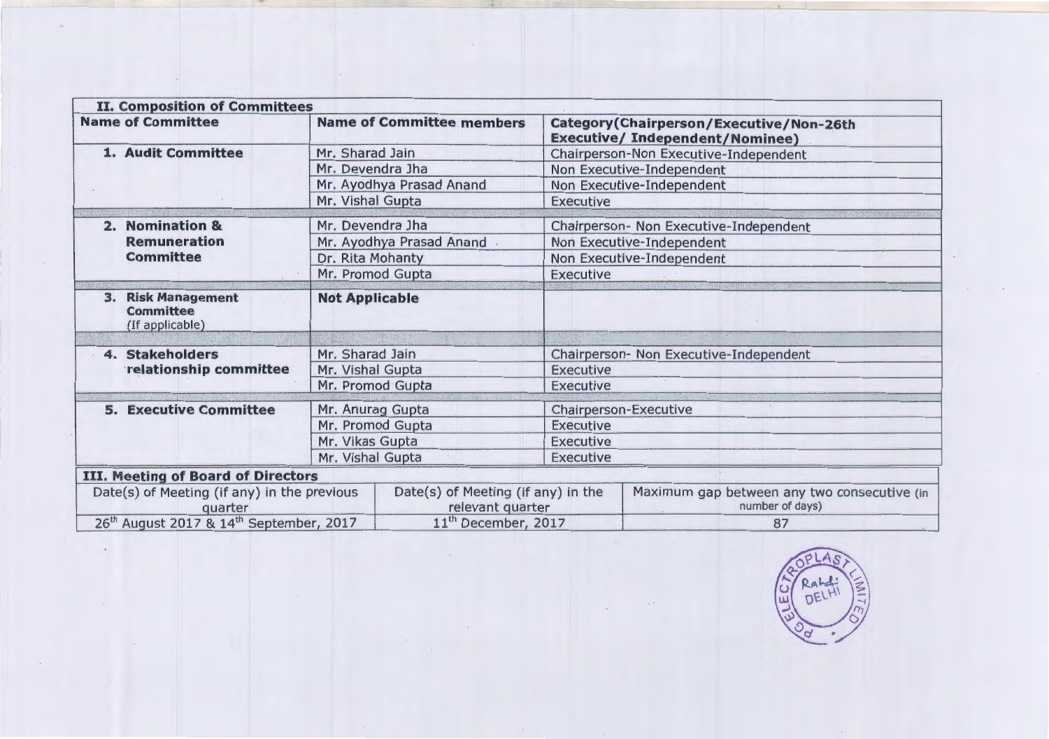| II. Composition of Committees | | |
|---|---|---|
| **Name of Committee** | **Name of Committee members** | **Category(Chairperson/Executive/Non-26th Executive/ Independent/Nominee)** |
| **1. Audit Committee** | Mr. Sharad Jain | Chairperson-Non Executive-Independent |
| | Mr. Devendra Jha | Non Executive-Independent |
| | Mr. Ayodhya Prasad Anand | Non Executive-Independent |
| | Mr. Vishal Gupta | Executive |
| **2. Nomination & Remuneration Committee** | Mr. Devendra Jha | Chairperson- Non Executive-Independent |
| | Mr. Ayodhya Prasad Anand | Non Executive-Independent |
| | Dr. Rita Mohanty | Non Executive-Independent |
| | Mr. Promod Gupta | Executive |
| **3. Risk Management Committee** (If applicable) | **Not Applicable** | |
| **4. Stakeholders relationship committee** | Mr. Sharad Jain | Chairperson- Non Executive-Independent |
| | Mr. Vishal Gupta | Executive |
| | Mr. Promod Gupta | Executive |
| **5. Executive Committee** | Mr. Anurag Gupta | Chairperson-Executive |
| | Mr. Promod Gupta | Executive |
| | Mr. Vikas Gupta | Executive |
| | Mr. Vishal Gupta | Executive |

| III. Meeting of Board of Directors | | |
|---|---|---|
| Date(s) of Meeting (if any) in the previous quarter | Date(s) of Meeting (if any) in the relevant quarter | Maximum gap between any two consecutive (in number of days) |
| 26th August 2017 & 14th September, 2017 | 11th December, 2017 | 87 |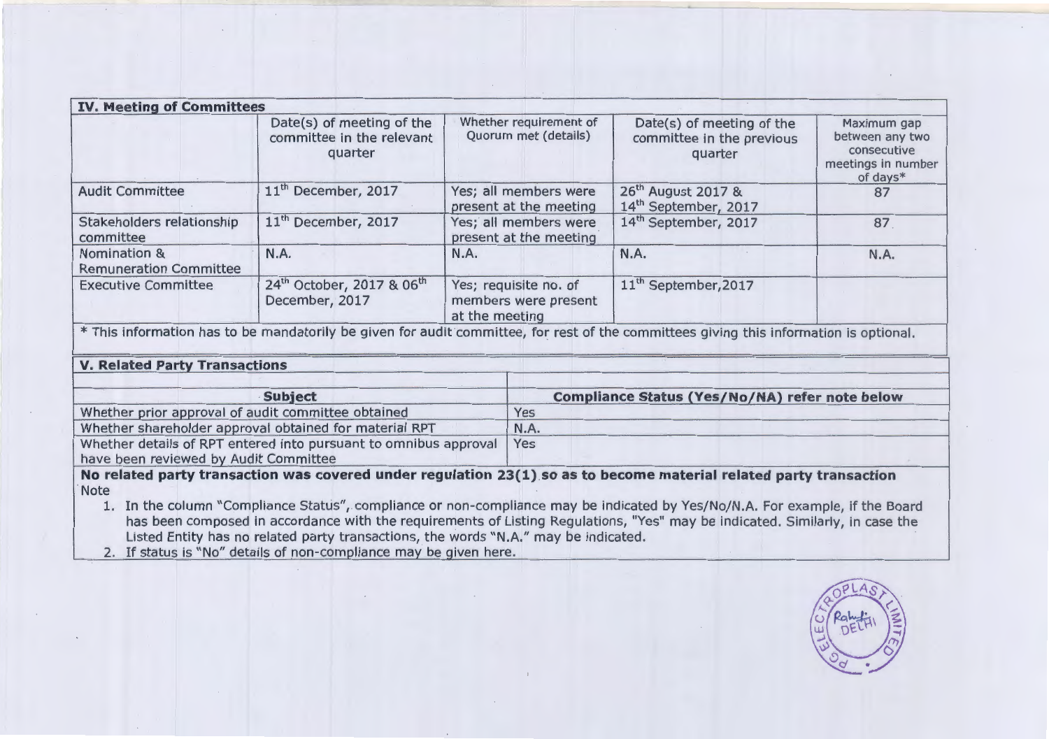### IV. Meeting of Committees

| | Date(s) of meeting of the committee in the relevant quarter | Whether requirement of Quorum met (details) | Date(s) of meeting of the committee in the previous quarter | Maximum gap between any two consecutive meetings in number of days* |
|---|---|---|---|---|
| Audit Committee | 11th December, 2017 | Yes; all members were present at the meeting | 26th August 2017 & 14th September, 2017 | 87 |
| Stakeholders relationship committee | 11th December, 2017 | Yes; all members were present at the meeting | 14th September, 2017 | 87 |
| Nomination & Remuneration Committee | N.A. | N.A. | N.A. | N.A. |
| Executive Committee | 24th October, 2017 & 06th December, 2017 | Yes; requisite no. of members were present at the meeting | 11th September,2017 | |

* This information has to be mandatorily be given for audit committee, for rest of the committees giving this information is optional.

### V. Related Party Transactions

| Subject | Compliance Status (Yes/No/NA) refer note below |
|---|---|
| Whether prior approval of audit committee obtained | Yes |
| Whether shareholder approval obtained for material RPT | N.A. |
| Whether details of RPT entered into pursuant to omnibus approval have been reviewed by Audit Committee | Yes |

**No related party transaction was covered under regulation 23(1) so as to become material related party transaction**

Note

1. In the column "Compliance Status", compliance or non-compliance may be indicated by Yes/No/N.A. For example, if the Board has been composed in accordance with the requirements of Listing Regulations, "Yes" may be indicated. Similarly, in case the Listed Entity has no related party transactions, the words "N.A." may be indicated.
2. If status is "No" details of non-compliance may be given here.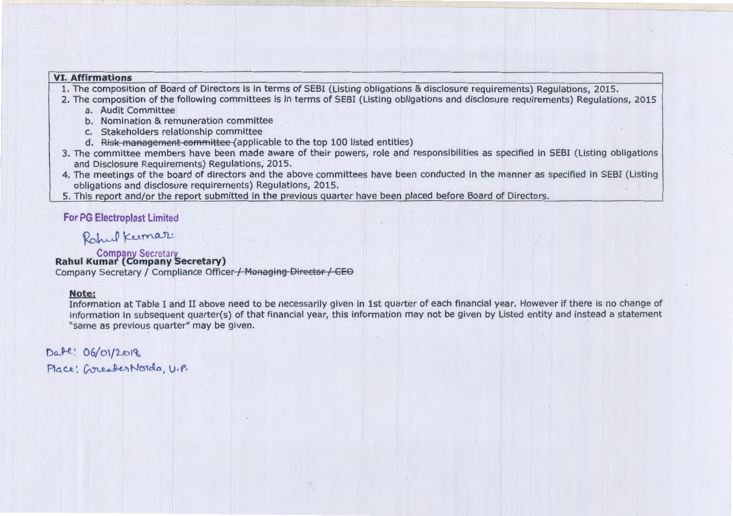## VI. Affirmations

1. The composition of Board of Directors is in terms of SEBI (Listing obligations & disclosure requirements) Regulations, 2015.
2. The composition of the following committees is in terms of SEBI (Listing obligations and disclosure requirements) Regulations, 2015
   a. Audit Committee
   b. Nomination & remuneration committee
   c. Stakeholders relationship committee
   d. ~~Risk management committee~~ (applicable to the top 100 listed entities)
3. The committee members have been made aware of their powers, role and responsibilities as specified in SEBI (Listing obligations and Disclosure Requirements) Regulations, 2015.
4. The meetings of the board of directors and the above committees have been conducted in the manner as specified in SEBI (Listing obligations and disclosure requirements) Regulations, 2015.
5. This report and/or the report submitted in the previous quarter have been placed before Board of Directors.

For PG Electroplast Limited

Rahul Kumar

Company Secretary

**Rahul Kumar (Company Secretary)**

Company Secretary / Compliance Officer ~~/ Managing Director / CEO~~

**Note:**

Information at Table I and II above need to be necessarily given in 1st quarter of each financial year. However if there is no change of information in subsequent quarter(s) of that financial year, this information may not be given by Listed entity and instead a statement "same as previous quarter" may be given.

Date: 06/01/2018

Place: Greater Noida, U.P.